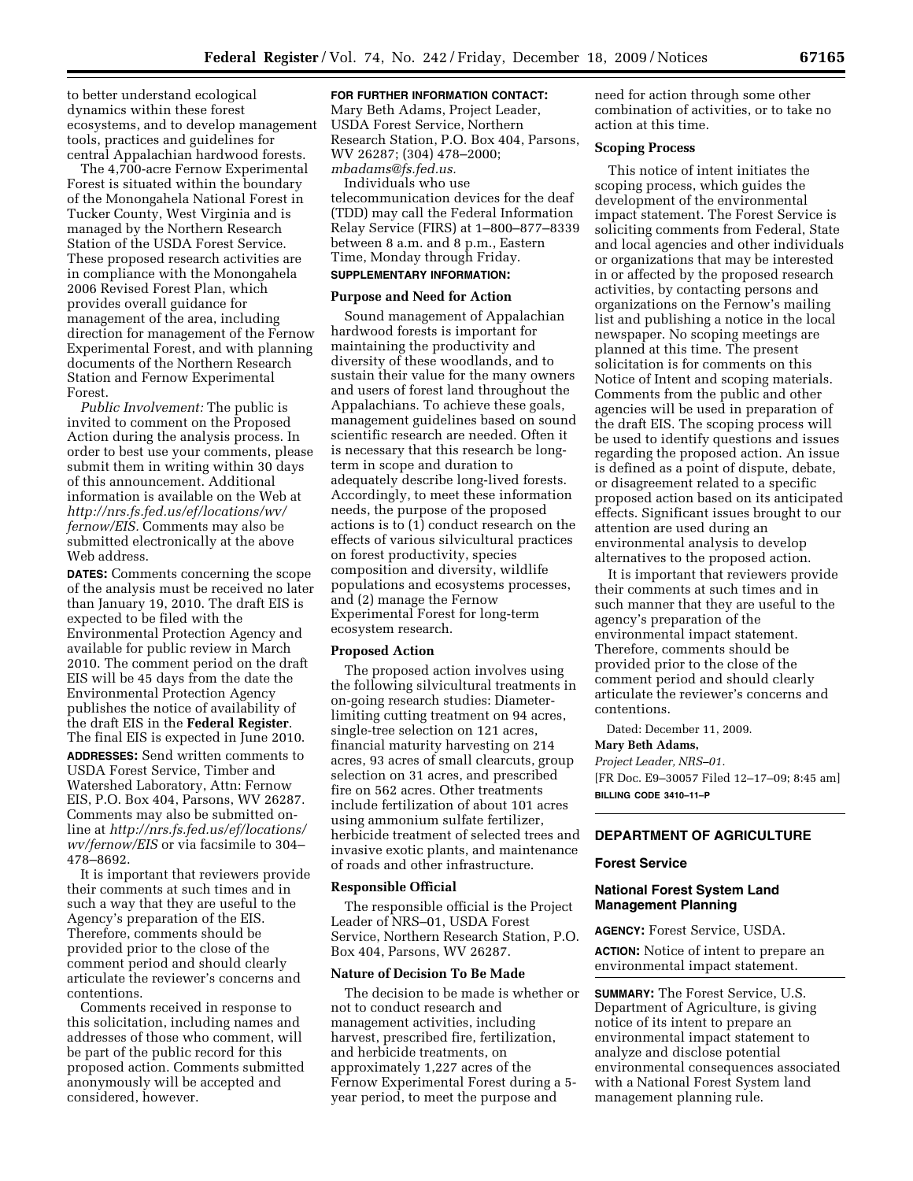to better understand ecological dynamics within these forest ecosystems, and to develop management tools, practices and guidelines for central Appalachian hardwood forests.

The 4,700-acre Fernow Experimental Forest is situated within the boundary of the Monongahela National Forest in Tucker County, West Virginia and is managed by the Northern Research Station of the USDA Forest Service. These proposed research activities are in compliance with the Monongahela 2006 Revised Forest Plan, which provides overall guidance for management of the area, including direction for management of the Fernow Experimental Forest, and with planning documents of the Northern Research Station and Fernow Experimental Forest.

*Public Involvement:* The public is invited to comment on the Proposed Action during the analysis process. In order to best use your comments, please submit them in writing within 30 days of this announcement. Additional information is available on the Web at *http://nrs.fs.fed.us/ef/locations/wv/fernow/EIS.* Comments may also be submitted electronically at the above Web address.

**DATES:** Comments concerning the scope of the analysis must be received no later than January 19, 2010. The draft EIS is expected to be filed with the Environmental Protection Agency and available for public review in March 2010. The comment period on the draft EIS will be 45 days from the date the Environmental Protection Agency publishes the notice of availability of the draft EIS in the **Federal Register**. The final EIS is expected in June 2010.

**ADDRESSES:** Send written comments to USDA Forest Service, Timber and Watershed Laboratory, Attn: Fernow EIS, P.O. Box 404, Parsons, WV 26287. Comments may also be submitted on-line at *http://nrs.fs.fed.us/ef/locations/wv/fernow/EIS* or via facsimile to 304–478–8692.

It is important that reviewers provide their comments at such times and in such a way that they are useful to the Agency's preparation of the EIS. Therefore, comments should be provided prior to the close of the comment period and should clearly articulate the reviewer's concerns and contentions.

Comments received in response to this solicitation, including names and addresses of those who comment, will be part of the public record for this proposed action. Comments submitted anonymously will be accepted and considered, however.

**FOR FURTHER INFORMATION CONTACT:** Mary Beth Adams, Project Leader, USDA Forest Service, Northern Research Station, P.O. Box 404, Parsons, WV 26287; (304) 478–2000; *mbadams@fs.fed.us.*

Individuals who use telecommunication devices for the deaf (TDD) may call the Federal Information Relay Service (FIRS) at 1–800–877–8339 between 8 a.m. and 8 p.m., Eastern Time, Monday through Friday.

**SUPPLEMENTARY INFORMATION:**

### Purpose and Need for Action

Sound management of Appalachian hardwood forests is important for maintaining the productivity and diversity of these woodlands, and to sustain their value for the many owners and users of forest land throughout the Appalachians. To achieve these goals, management guidelines based on sound scientific research are needed. Often it is necessary that this research be long-term in scope and duration to adequately describe long-lived forests. Accordingly, to meet these information needs, the purpose of the proposed actions is to (1) conduct research on the effects of various silvicultural practices on forest productivity, species composition and diversity, wildlife populations and ecosystems processes, and (2) manage the Fernow Experimental Forest for long-term ecosystem research.

### Proposed Action

The proposed action involves using the following silvicultural treatments in on-going research studies: Diameter-limiting cutting treatment on 94 acres, single-tree selection on 121 acres, financial maturity harvesting on 214 acres, 93 acres of small clearcuts, group selection on 31 acres, and prescribed fire on 562 acres. Other treatments include fertilization of about 101 acres using ammonium sulfate fertilizer, herbicide treatment of selected trees and invasive exotic plants, and maintenance of roads and other infrastructure.

### Responsible Official

The responsible official is the Project Leader of NRS–01, USDA Forest Service, Northern Research Station, P.O. Box 404, Parsons, WV 26287.

### Nature of Decision To Be Made

The decision to be made is whether or not to conduct research and management activities, including harvest, prescribed fire, fertilization, and herbicide treatments, on approximately 1,227 acres of the Fernow Experimental Forest during a 5-year period, to meet the purpose and need for action through some other combination of activities, or to take no action at this time.

### Scoping Process

This notice of intent initiates the scoping process, which guides the development of the environmental impact statement. The Forest Service is soliciting comments from Federal, State and local agencies and other individuals or organizations that may be interested in or affected by the proposed research activities, by contacting persons and organizations on the Fernow's mailing list and publishing a notice in the local newspaper. No scoping meetings are planned at this time. The present solicitation is for comments on this Notice of Intent and scoping materials. Comments from the public and other agencies will be used in preparation of the draft EIS. The scoping process will be used to identify questions and issues regarding the proposed action. An issue is defined as a point of dispute, debate, or disagreement related to a specific proposed action based on its anticipated effects. Significant issues brought to our attention are used during an environmental analysis to develop alternatives to the proposed action.

It is important that reviewers provide their comments at such times and in such manner that they are useful to the agency's preparation of the environmental impact statement. Therefore, comments should be provided prior to the close of the comment period and should clearly articulate the reviewer's concerns and contentions.

Dated: December 11, 2009.

**Mary Beth Adams,**

*Project Leader, NRS–01.*

[FR Doc. E9–30057 Filed 12–17–09; 8:45 am]

**BILLING CODE 3410–11–P**

---

## DEPARTMENT OF AGRICULTURE

### Forest Service

### National Forest System Land Management Planning

**AGENCY:** Forest Service, USDA.

**ACTION:** Notice of intent to prepare an environmental impact statement.

**SUMMARY:** The Forest Service, U.S. Department of Agriculture, is giving notice of its intent to prepare an environmental impact statement to analyze and disclose potential environmental consequences associated with a National Forest System land management planning rule.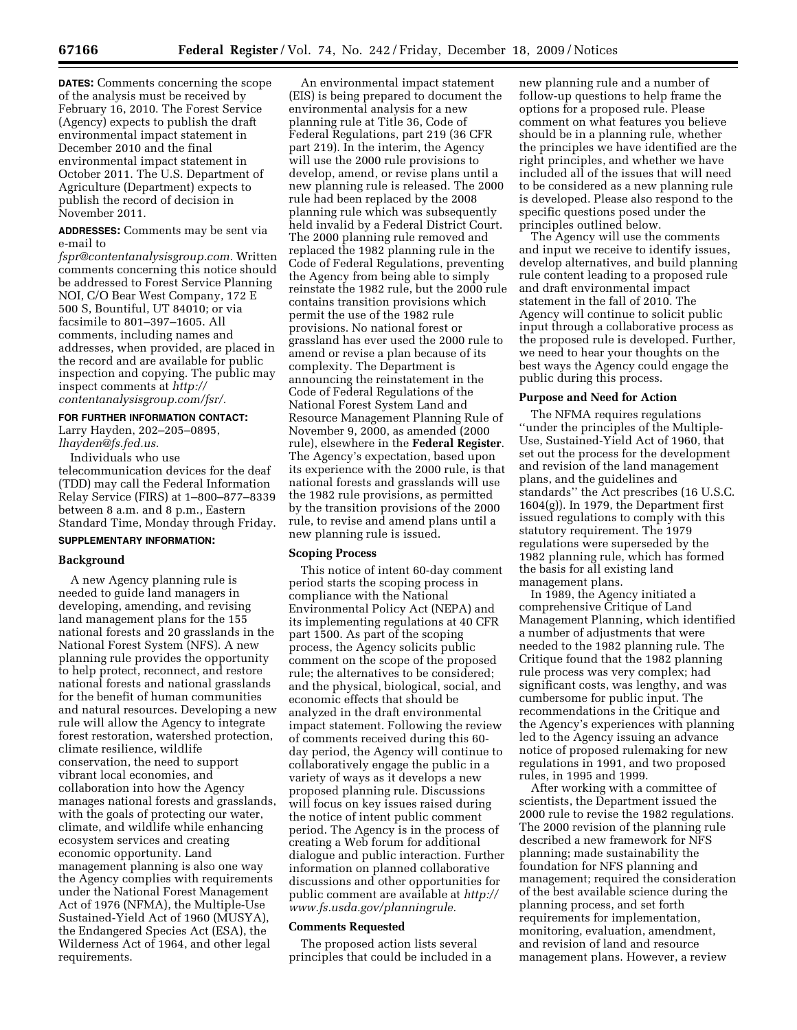**DATES:** Comments concerning the scope of the analysis must be received by February 16, 2010. The Forest Service (Agency) expects to publish the draft environmental impact statement in December 2010 and the final environmental impact statement in October 2011. The U.S. Department of Agriculture (Department) expects to publish the record of decision in November 2011.

**ADDRESSES:** Comments may be sent via e-mail to *fspr@contentanalysisgroup.com.* Written comments concerning this notice should be addressed to Forest Service Planning NOI, C/O Bear West Company, 172 E 500 S, Bountiful, UT 84010; or via facsimile to 801–397–1605. All comments, including names and addresses, when provided, are placed in the record and are available for public inspection and copying. The public may inspect comments at *http://contentanalysisgroup.com/fsr/.*

**FOR FURTHER INFORMATION CONTACT:** Larry Hayden, 202–205–0895, *lhayden@fs.fed.us.*

Individuals who use telecommunication devices for the deaf (TDD) may call the Federal Information Relay Service (FIRS) at 1–800–877–8339 between 8 a.m. and 8 p.m., Eastern Standard Time, Monday through Friday.

**SUPPLEMENTARY INFORMATION:**

**Background**

A new Agency planning rule is needed to guide land managers in developing, amending, and revising land management plans for the 155 national forests and 20 grasslands in the National Forest System (NFS). A new planning rule provides the opportunity to help protect, reconnect, and restore national forests and national grasslands for the benefit of human communities and natural resources. Developing a new rule will allow the Agency to integrate forest restoration, watershed protection, climate resilience, wildlife conservation, the need to support vibrant local economies, and collaboration into how the Agency manages national forests and grasslands, with the goals of protecting our water, climate, and wildlife while enhancing ecosystem services and creating economic opportunity. Land management planning is also one way the Agency complies with requirements under the National Forest Management Act of 1976 (NFMA), the Multiple-Use Sustained-Yield Act of 1960 (MUSYA), the Endangered Species Act (ESA), the Wilderness Act of 1964, and other legal requirements.

An environmental impact statement (EIS) is being prepared to document the environmental analysis for a new planning rule at Title 36, Code of Federal Regulations, part 219 (36 CFR part 219). In the interim, the Agency will use the 2000 rule provisions to develop, amend, or revise plans until a new planning rule is released. The 2000 rule had been replaced by the 2008 planning rule which was subsequently held invalid by a Federal District Court. The 2000 planning rule removed and replaced the 1982 planning rule in the Code of Federal Regulations, preventing the Agency from being able to simply reinstate the 1982 rule, but the 2000 rule contains transition provisions which permit the use of the 1982 rule provisions. No national forest or grassland has ever used the 2000 rule to amend or revise a plan because of its complexity. The Department is announcing the reinstatement in the Code of Federal Regulations of the National Forest System Land and Resource Management Planning Rule of November 9, 2000, as amended (2000 rule), elsewhere in the **Federal Register**. The Agency's expectation, based upon its experience with the 2000 rule, is that national forests and grasslands will use the 1982 rule provisions, as permitted by the transition provisions of the 2000 rule, to revise and amend plans until a new planning rule is issued.

**Scoping Process**

This notice of intent 60-day comment period starts the scoping process in compliance with the National Environmental Policy Act (NEPA) and its implementing regulations at 40 CFR part 1500. As part of the scoping process, the Agency solicits public comment on the scope of the proposed rule; the alternatives to be considered; and the physical, biological, social, and economic effects that should be analyzed in the draft environmental impact statement. Following the review of comments received during this 60-day period, the Agency will continue to collaboratively engage the public in a variety of ways as it develops a new proposed planning rule. Discussions will focus on key issues raised during the notice of intent public comment period. The Agency is in the process of creating a Web forum for additional dialogue and public interaction. Further information on planned collaborative discussions and other opportunities for public comment are available at *http://www.fs.usda.gov/planningrule.*

**Comments Requested**

The proposed action lists several principles that could be included in a new planning rule and a number of follow-up questions to help frame the options for a proposed rule. Please comment on what features you believe should be in a planning rule, whether the principles we have identified are the right principles, and whether we have included all of the issues that will need to be considered as a new planning rule is developed. Please also respond to the specific questions posed under the principles outlined below.

The Agency will use the comments and input we receive to identify issues, develop alternatives, and build planning rule content leading to a proposed rule and draft environmental impact statement in the fall of 2010. The Agency will continue to solicit public input through a collaborative process as the proposed rule is developed. Further, we need to hear your thoughts on the best ways the Agency could engage the public during this process.

**Purpose and Need for Action**

The NFMA requires regulations ''under the principles of the Multiple-Use, Sustained-Yield Act of 1960, that set out the process for the development and revision of the land management plans, and the guidelines and standards'' the Act prescribes (16 U.S.C. 1604(g)). In 1979, the Department first issued regulations to comply with this statutory requirement. The 1979 regulations were superseded by the 1982 planning rule, which has formed the basis for all existing land management plans.

In 1989, the Agency initiated a comprehensive Critique of Land Management Planning, which identified a number of adjustments that were needed to the 1982 planning rule. The Critique found that the 1982 planning rule process was very complex; had significant costs, was lengthy, and was cumbersome for public input. The recommendations in the Critique and the Agency's experiences with planning led to the Agency issuing an advance notice of proposed rulemaking for new regulations in 1991, and two proposed rules, in 1995 and 1999.

After working with a committee of scientists, the Department issued the 2000 rule to revise the 1982 regulations. The 2000 revision of the planning rule described a new framework for NFS planning; made sustainability the foundation for NFS planning and management; required the consideration of the best available science during the planning process, and set forth requirements for implementation, monitoring, evaluation, amendment, and revision of land and resource management plans. However, a review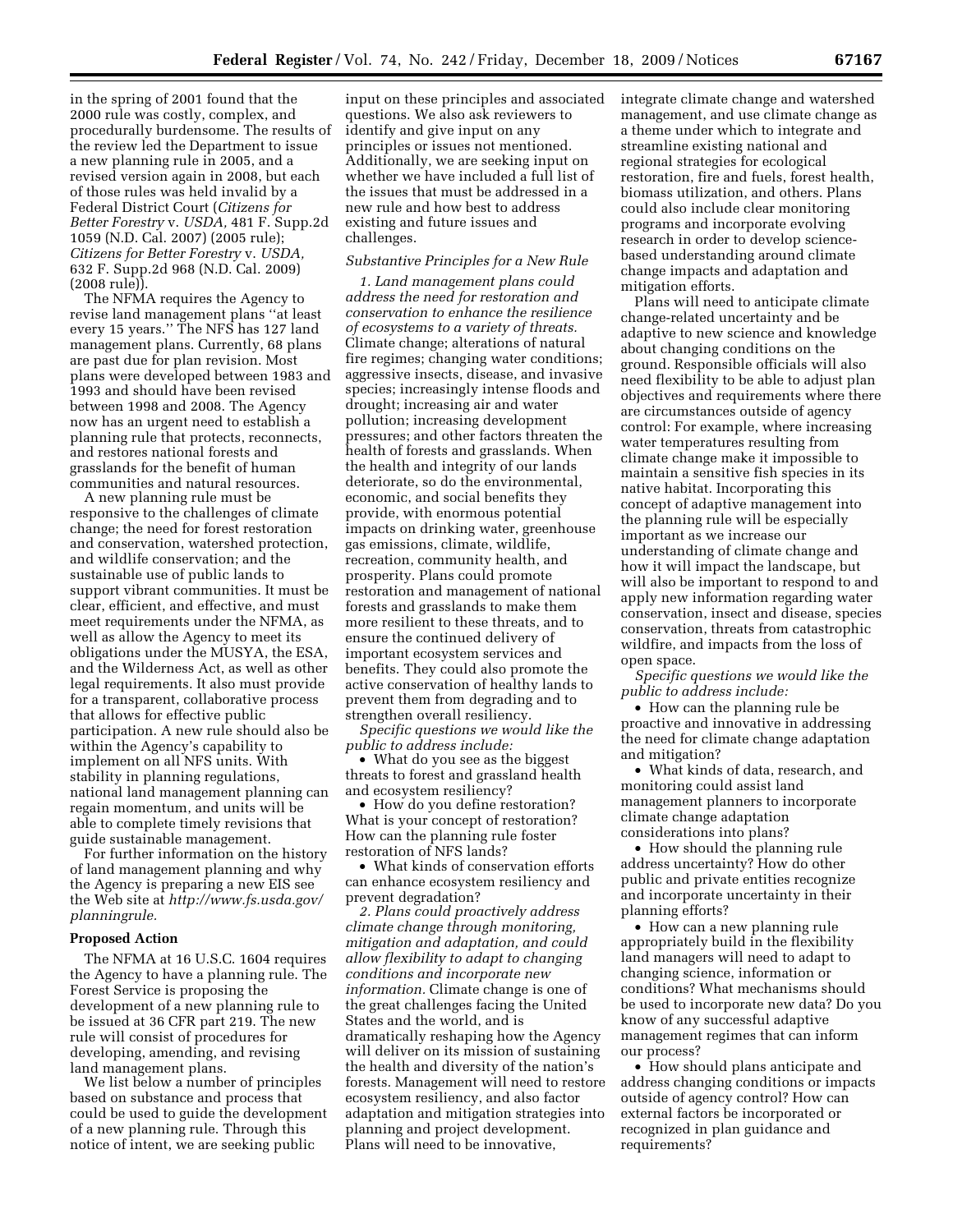in the spring of 2001 found that the 2000 rule was costly, complex, and procedurally burdensome. The results of the review led the Department to issue a new planning rule in 2005, and a revised version again in 2008, but each of those rules was held invalid by a Federal District Court (*Citizens for Better Forestry* v. *USDA,* 481 F. Supp.2d 1059 (N.D. Cal. 2007) (2005 rule); *Citizens for Better Forestry* v. *USDA,* 632 F. Supp.2d 968 (N.D. Cal. 2009) (2008 rule)).

The NFMA requires the Agency to revise land management plans "at least every 15 years." The NFS has 127 land management plans. Currently, 68 plans are past due for plan revision. Most plans were developed between 1983 and 1993 and should have been revised between 1998 and 2008. The Agency now has an urgent need to establish a planning rule that protects, reconnects, and restores national forests and grasslands for the benefit of human communities and natural resources.

A new planning rule must be responsive to the challenges of climate change; the need for forest restoration and conservation, watershed protection, and wildlife conservation; and the sustainable use of public lands to support vibrant communities. It must be clear, efficient, and effective, and must meet requirements under the NFMA, as well as allow the Agency to meet its obligations under the MUSYA, the ESA, and the Wilderness Act, as well as other legal requirements. It also must provide for a transparent, collaborative process that allows for effective public participation. A new rule should also be within the Agency's capability to implement on all NFS units. With stability in planning regulations, national land management planning can regain momentum, and units will be able to complete timely revisions that guide sustainable management.

For further information on the history of land management planning and why the Agency is preparing a new EIS see the Web site at *http://www.fs.usda.gov/planningrule.*

## Proposed Action

The NFMA at 16 U.S.C. 1604 requires the Agency to have a planning rule. The Forest Service is proposing the development of a new planning rule to be issued at 36 CFR part 219. The new rule will consist of procedures for developing, amending, and revising land management plans.

We list below a number of principles based on substance and process that could be used to guide the development of a new planning rule. Through this notice of intent, we are seeking public input on these principles and associated questions. We also ask reviewers to identify and give input on any principles or issues not mentioned. Additionally, we are seeking input on whether we have included a full list of the issues that must be addressed in a new rule and how best to address existing and future issues and challenges.

### *Substantive Principles for a New Rule*

*1. Land management plans could address the need for restoration and conservation to enhance the resilience of ecosystems to a variety of threats.* Climate change; alterations of natural fire regimes; changing water conditions; aggressive insects, disease, and invasive species; increasingly intense floods and drought; increasing air and water pollution; increasing development pressures; and other factors threaten the health of forests and grasslands. When the health and integrity of our lands deteriorate, so do the environmental, economic, and social benefits they provide, with enormous potential impacts on drinking water, greenhouse gas emissions, climate, wildlife, recreation, community health, and prosperity. Plans could promote restoration and management of national forests and grasslands to make them more resilient to these threats, and to ensure the continued delivery of important ecosystem services and benefits. They could also promote the active conservation of healthy lands to prevent them from degrading and to strengthen overall resiliency.

*Specific questions we would like the public to address include:*

- What do you see as the biggest threats to forest and grassland health and ecosystem resiliency?
- How do you define restoration? What is your concept of restoration? How can the planning rule foster restoration of NFS lands?
- What kinds of conservation efforts can enhance ecosystem resiliency and prevent degradation?

*2. Plans could proactively address climate change through monitoring, mitigation and adaptation, and could allow flexibility to adapt to changing conditions and incorporate new information.* Climate change is one of the great challenges facing the United States and the world, and is dramatically reshaping how the Agency will deliver on its mission of sustaining the health and diversity of the nation's forests. Management will need to restore ecosystem resiliency, and also factor adaptation and mitigation strategies into planning and project development. Plans will need to be innovative, integrate climate change and watershed management, and use climate change as a theme under which to integrate and streamline existing national and regional strategies for ecological restoration, fire and fuels, forest health, biomass utilization, and others. Plans could also include clear monitoring programs and incorporate evolving research in order to develop science-based understanding around climate change impacts and adaptation and mitigation efforts.

Plans will need to anticipate climate change-related uncertainty and be adaptive to new science and knowledge about changing conditions on the ground. Responsible officials will also need flexibility to be able to adjust plan objectives and requirements where there are circumstances outside of agency control: For example, where increasing water temperatures resulting from climate change make it impossible to maintain a sensitive fish species in its native habitat. Incorporating this concept of adaptive management into the planning rule will be especially important as we increase our understanding of climate change and how it will impact the landscape, but will also be important to respond to and apply new information regarding water conservation, insect and disease, species conservation, threats from catastrophic wildfire, and impacts from the loss of open space.

*Specific questions we would like the public to address include:*

- How can the planning rule be proactive and innovative in addressing the need for climate change adaptation and mitigation?
- What kinds of data, research, and monitoring could assist land management planners to incorporate climate change adaptation considerations into plans?
- How should the planning rule address uncertainty? How do other public and private entities recognize and incorporate uncertainty in their planning efforts?
- How can a new planning rule appropriately build in the flexibility land managers will need to adapt to changing science, information or conditions? What mechanisms should be used to incorporate new data? Do you know of any successful adaptive management regimes that can inform our process?
- How should plans anticipate and address changing conditions or impacts outside of agency control? How can external factors be incorporated or recognized in plan guidance and requirements?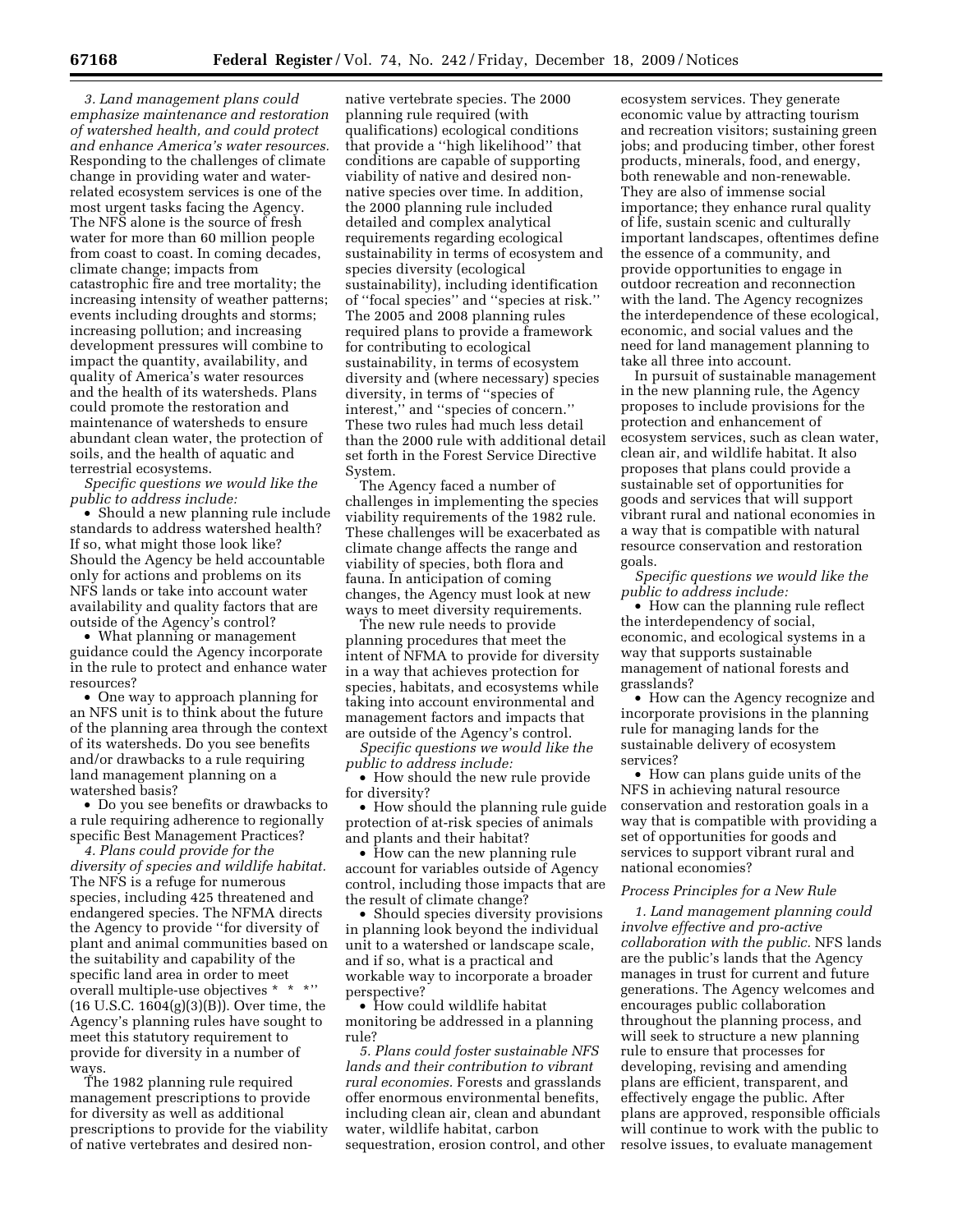*3. Land management plans could emphasize maintenance and restoration of watershed health, and could protect and enhance America's water resources.* Responding to the challenges of climate change in providing water and water-related ecosystem services is one of the most urgent tasks facing the Agency. The NFS alone is the source of fresh water for more than 60 million people from coast to coast. In coming decades, climate change; impacts from catastrophic fire and tree mortality; the increasing intensity of weather patterns; events including droughts and storms; increasing pollution; and increasing development pressures will combine to impact the quantity, availability, and quality of America's water resources and the health of its watersheds. Plans could promote the restoration and maintenance of watersheds to ensure abundant clean water, the protection of soils, and the health of aquatic and terrestrial ecosystems.

*Specific questions we would like the public to address include:*

• Should a new planning rule include standards to address watershed health? If so, what might those look like? Should the Agency be held accountable only for actions and problems on its NFS lands or take into account water availability and quality factors that are outside of the Agency's control?

• What planning or management guidance could the Agency incorporate in the rule to protect and enhance water resources?

• One way to approach planning for an NFS unit is to think about the future of the planning area through the context of its watersheds. Do you see benefits and/or drawbacks to a rule requiring land management planning on a watershed basis?

• Do you see benefits or drawbacks to a rule requiring adherence to regionally specific Best Management Practices?

*4. Plans could provide for the diversity of species and wildlife habitat.* The NFS is a refuge for numerous species, including 425 threatened and endangered species. The NFMA directs the Agency to provide "for diversity of plant and animal communities based on the suitability and capability of the specific land area in order to meet overall multiple-use objectives * * *" (16 U.S.C. 1604(g)(3)(B)). Over time, the Agency's planning rules have sought to meet this statutory requirement to provide for diversity in a number of ways.

The 1982 planning rule required management prescriptions to provide for diversity as well as additional prescriptions to provide for the viability of native vertebrates and desired non-native vertebrate species. The 2000 planning rule required (with qualifications) ecological conditions that provide a "high likelihood" that conditions are capable of supporting viability of native and desired non-native species over time. In addition, the 2000 planning rule included detailed and complex analytical requirements regarding ecological sustainability in terms of ecosystem and species diversity (ecological sustainability), including identification of "focal species" and "species at risk." The 2005 and 2008 planning rules required plans to provide a framework for contributing to ecological sustainability, in terms of ecosystem diversity and (where necessary) species diversity, in terms of "species of interest," and "species of concern." These two rules had much less detail than the 2000 rule with additional detail set forth in the Forest Service Directive System.

The Agency faced a number of challenges in implementing the species viability requirements of the 1982 rule. These challenges will be exacerbated as climate change affects the range and viability of species, both flora and fauna. In anticipation of coming changes, the Agency must look at new ways to meet diversity requirements.

The new rule needs to provide planning procedures that meet the intent of NFMA to provide for diversity in a way that achieves protection for species, habitats, and ecosystems while taking into account environmental and management factors and impacts that are outside of the Agency's control.

*Specific questions we would like the public to address include:*

• How should the new rule provide for diversity?

• How should the planning rule guide protection of at-risk species of animals and plants and their habitat?

• How can the new planning rule account for variables outside of Agency control, including those impacts that are the result of climate change?

• Should species diversity provisions in planning look beyond the individual unit to a watershed or landscape scale, and if so, what is a practical and workable way to incorporate a broader perspective?

• How could wildlife habitat monitoring be addressed in a planning rule?

*5. Plans could foster sustainable NFS lands and their contribution to vibrant rural economies.* Forests and grasslands offer enormous environmental benefits, including clean air, clean and abundant water, wildlife habitat, carbon sequestration, erosion control, and other ecosystem services. They generate economic value by attracting tourism and recreation visitors; sustaining green jobs; and producing timber, other forest products, minerals, food, and energy, both renewable and non-renewable. They are also of immense social importance; they enhance rural quality of life, sustain scenic and culturally important landscapes, oftentimes define the essence of a community, and provide opportunities to engage in outdoor recreation and reconnection with the land. The Agency recognizes the interdependence of these ecological, economic, and social values and the need for land management planning to take all three into account.

In pursuit of sustainable management in the new planning rule, the Agency proposes to include provisions for the protection and enhancement of ecosystem services, such as clean water, clean air, and wildlife habitat. It also proposes that plans could provide a sustainable set of opportunities for goods and services that will support vibrant rural and national economies in a way that is compatible with natural resource conservation and restoration goals.

*Specific questions we would like the public to address include:*

• How can the planning rule reflect the interdependency of social, economic, and ecological systems in a way that supports sustainable management of national forests and grasslands?

• How can the Agency recognize and incorporate provisions in the planning rule for managing lands for the sustainable delivery of ecosystem services?

• How can plans guide units of the NFS in achieving natural resource conservation and restoration goals in a way that is compatible with providing a set of opportunities for goods and services to support vibrant rural and national economies?

### *Process Principles for a New Rule*

*1. Land management planning could involve effective and pro-active collaboration with the public.* NFS lands are the public's lands that the Agency manages in trust for current and future generations. The Agency welcomes and encourages public collaboration throughout the planning process, and will seek to structure a new planning rule to ensure that processes for developing, revising and amending plans are efficient, transparent, and effectively engage the public. After plans are approved, responsible officials will continue to work with the public to resolve issues, to evaluate management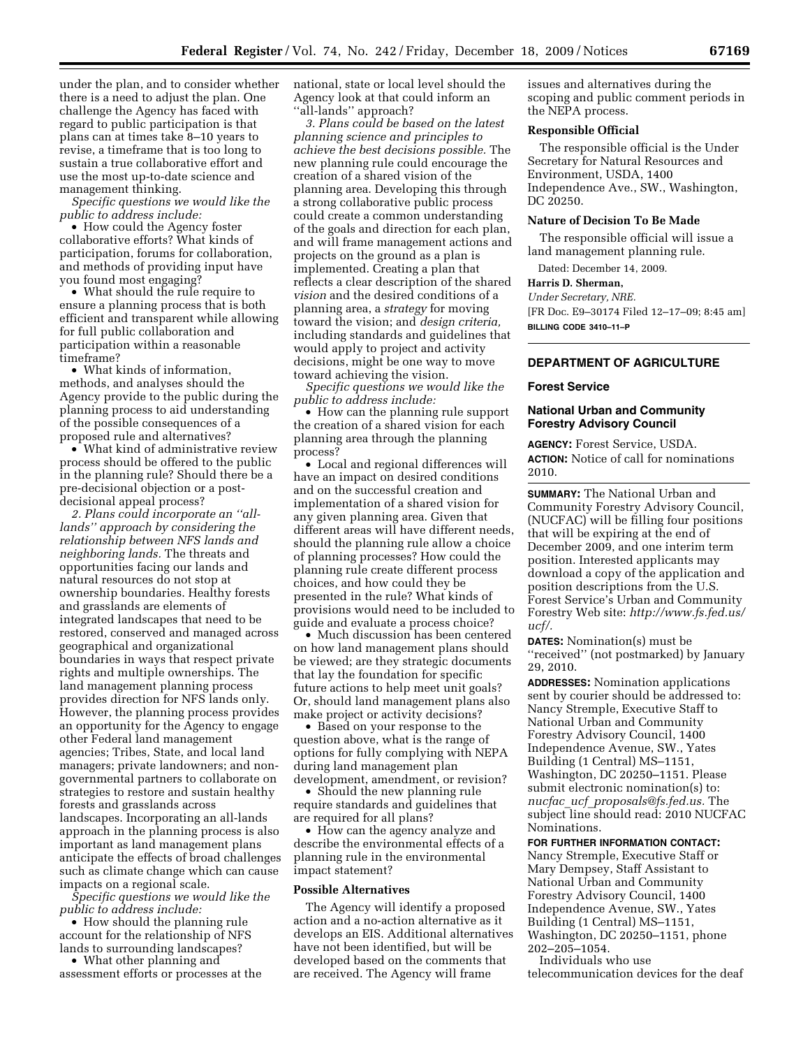under the plan, and to consider whether there is a need to adjust the plan. One challenge the Agency has faced with regard to public participation is that plans can at times take 8–10 years to revise, a timeframe that is too long to sustain a true collaborative effort and use the most up-to-date science and management thinking.

*Specific questions we would like the public to address include:*

- How could the Agency foster collaborative efforts? What kinds of participation, forums for collaboration, and methods of providing input have you found most engaging?
- What should the rule require to ensure a planning process that is both efficient and transparent while allowing for full public collaboration and participation within a reasonable timeframe?
- What kinds of information, methods, and analyses should the Agency provide to the public during the planning process to aid understanding of the possible consequences of a proposed rule and alternatives?
- What kind of administrative review process should be offered to the public in the planning rule? Should there be a pre-decisional objection or a post-decisional appeal process?

*2. Plans could incorporate an ''all-lands'' approach by considering the relationship between NFS lands and neighboring lands.* The threats and opportunities facing our lands and natural resources do not stop at ownership boundaries. Healthy forests and grasslands are elements of integrated landscapes that need to be restored, conserved and managed across geographical and organizational boundaries in ways that respect private rights and multiple ownerships. The land management planning process provides direction for NFS lands only. However, the planning process provides an opportunity for the Agency to engage other Federal land management agencies; Tribes, State, and local land managers; private landowners; and non-governmental partners to collaborate on strategies to restore and sustain healthy forests and grasslands across landscapes. Incorporating an all-lands approach in the planning process is also important as land management plans anticipate the effects of broad challenges such as climate change which can cause impacts on a regional scale.

*Specific questions we would like the public to address include:*

- How should the planning rule account for the relationship of NFS lands to surrounding landscapes?
- What other planning and assessment efforts or processes at the national, state or local level should the Agency look at that could inform an ''all-lands'' approach?

*3. Plans could be based on the latest planning science and principles to achieve the best decisions possible.* The new planning rule could encourage the creation of a shared vision of the planning area. Developing this through a strong collaborative public process could create a common understanding of the goals and direction for each plan, and will frame management actions and projects on the ground as a plan is implemented. Creating a plan that reflects a clear description of the shared *vision* and the desired conditions of a planning area, a *strategy* for moving toward the vision; and *design criteria,* including standards and guidelines that would apply to project and activity decisions, might be one way to move toward achieving the vision.

*Specific questions we would like the public to address include:*

- How can the planning rule support the creation of a shared vision for each planning area through the planning process?
- Local and regional differences will have an impact on desired conditions and on the successful creation and implementation of a shared vision for any given planning area. Given that different areas will have different needs, should the planning rule allow a choice of planning processes? How could the planning rule create different process choices, and how could they be presented in the rule? What kinds of provisions would need to be included to guide and evaluate a process choice?
- Much discussion has been centered on how land management plans should be viewed; are they strategic documents that lay the foundation for specific future actions to help meet unit goals? Or, should land management plans also make project or activity decisions?
- Based on your response to the question above, what is the range of options for fully complying with NEPA during land management plan development, amendment, or revision?
- Should the new planning rule require standards and guidelines that are required for all plans?
- How can the agency analyze and describe the environmental effects of a planning rule in the environmental impact statement?

**Possible Alternatives**

The Agency will identify a proposed action and a no-action alternative as it develops an EIS. Additional alternatives have not been identified, but will be developed based on the comments that are received. The Agency will frame issues and alternatives during the scoping and public comment periods in the NEPA process.

**Responsible Official**

The responsible official is the Under Secretary for Natural Resources and Environment, USDA, 1400 Independence Ave., SW., Washington, DC 20250.

**Nature of Decision To Be Made**

The responsible official will issue a land management planning rule.

Dated: December 14, 2009.

**Harris D. Sherman,**

*Under Secretary, NRE.*

[FR Doc. E9–30174 Filed 12–17–09; 8:45 am]

**BILLING CODE 3410–11–P**

---

## DEPARTMENT OF AGRICULTURE

### Forest Service

### National Urban and Community Forestry Advisory Council

**AGENCY:** Forest Service, USDA.

**ACTION:** Notice of call for nominations 2010.

---

**SUMMARY:** The National Urban and Community Forestry Advisory Council, (NUCFAC) will be filling four positions that will be expiring at the end of December 2009, and one interim term position. Interested applicants may download a copy of the application and position descriptions from the U.S. Forest Service's Urban and Community Forestry Web site: *http://www.fs.fed.us/ucf/.*

**DATES:** Nomination(s) must be ''received'' (not postmarked) by January 29, 2010.

**ADDRESSES:** Nomination applications sent by courier should be addressed to: Nancy Stremple, Executive Staff to National Urban and Community Forestry Advisory Council, 1400 Independence Avenue, SW., Yates Building (1 Central) MS–1151, Washington, DC 20250–1151. Please submit electronic nomination(s) to: *nucfac_ucf_proposals@fs.fed.us.* The subject line should read: 2010 NUCFAC Nominations.

**FOR FURTHER INFORMATION CONTACT:** Nancy Stremple, Executive Staff or Mary Dempsey, Staff Assistant to National Urban and Community Forestry Advisory Council, 1400 Independence Avenue, SW., Yates Building (1 Central) MS–1151, Washington, DC 20250–1151, phone 202–205–1054.

Individuals who use telecommunication devices for the deaf